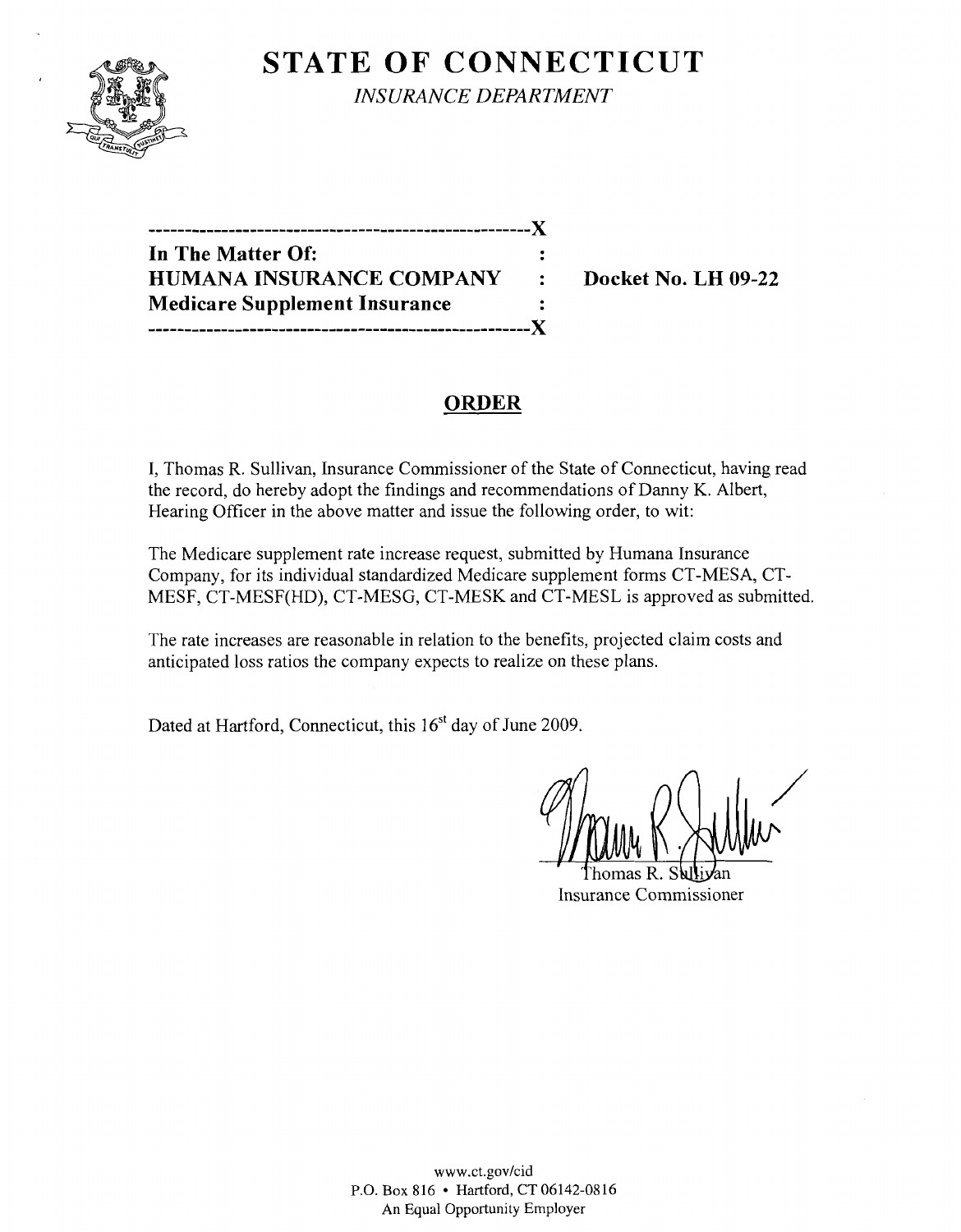# STATE OF CONNECTICUT

*INSURANCE DEPARTMENT*

-----------------------------------------------------X
**In The Matter Of:** :
**HUMANA INSURANCE COMPANY** : **Docket No. LH 09-22**
**Medicare Supplement Insurance** :
-----------------------------------------------------X

## ORDER

I, Thomas R. Sullivan, Insurance Commissioner of the State of Connecticut, having read the record, do hereby adopt the findings and recommendations of Danny K. Albert, Hearing Officer in the above matter and issue the following order, to wit:

The Medicare supplement rate increase request, submitted by Humana Insurance Company, for its individual standardized Medicare supplement forms CT-MESA, CT-MESF, CT-MESF(HD), CT-MESG, CT-MESK and CT-MESL is approved as submitted.

The rate increases are reasonable in relation to the benefits, projected claim costs and anticipated loss ratios the company expects to realize on these plans.

Dated at Hartford, Connecticut, this 16st day of June 2009.

Thomas R. Sullivan
Insurance Commissioner

www.ct.gov/cid
P.O. Box 816 • Hartford, CT 06142-0816
An Equal Opportunity Employer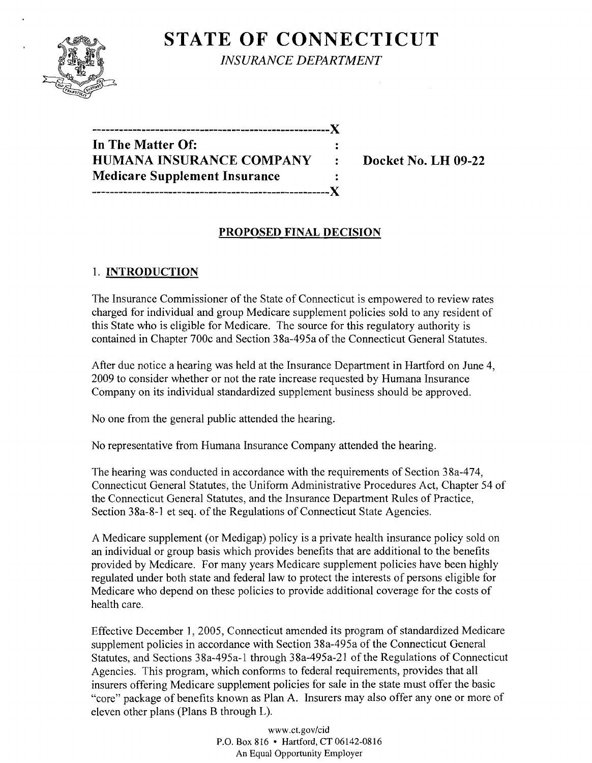# STATE OF CONNECTICUT

*INSURANCE DEPARTMENT*

---

**In The Matter Of:**
**HUMANA INSURANCE COMPANY** : **Docket No. LH 09-22**
**Medicare Supplement Insurance** :

---

## PROPOSED FINAL DECISION

### 1. INTRODUCTION

The Insurance Commissioner of the State of Connecticut is empowered to review rates charged for individual and group Medicare supplement policies sold to any resident of this State who is eligible for Medicare. The source for this regulatory authority is contained in Chapter 700c and Section 38a-495a of the Connecticut General Statutes.

After due notice a hearing was held at the Insurance Department in Hartford on June 4, 2009 to consider whether or not the rate increase requested by Humana Insurance Company on its individual standardized supplement business should be approved.

No one from the general public attended the hearing.

No representative from Humana Insurance Company attended the hearing.

The hearing was conducted in accordance with the requirements of Section 38a-474, Connecticut General Statutes, the Uniform Administrative Procedures Act, Chapter 54 of the Connecticut General Statutes, and the Insurance Department Rules of Practice, Section 38a-8-1 et seq. of the Regulations of Connecticut State Agencies.

A Medicare supplement (or Medigap) policy is a private health insurance policy sold on an individual or group basis which provides benefits that are additional to the benefits provided by Medicare. For many years Medicare supplement policies have been highly regulated under both state and federal law to protect the interests of persons eligible for Medicare who depend on these policies to provide additional coverage for the costs of health care.

Effective December 1, 2005, Connecticut amended its program of standardized Medicare supplement policies in accordance with Section 38a-495a of the Connecticut General Statutes, and Sections 38a-495a-1 through 38a-495a-21 of the Regulations of Connecticut Agencies. This program, which conforms to federal requirements, provides that all insurers offering Medicare supplement policies for sale in the state must offer the basic "core" package of benefits known as Plan A. Insurers may also offer any one or more of eleven other plans (Plans B through L).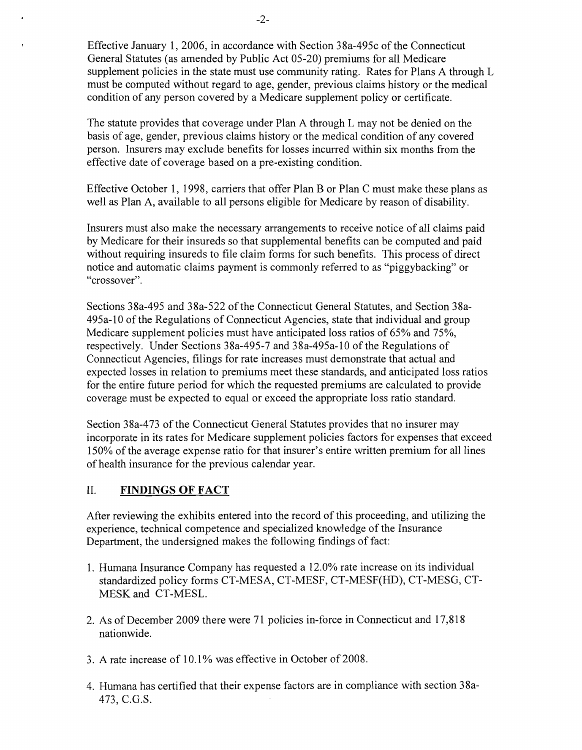Effective January 1, 2006, in accordance with Section 38a-495c of the Connecticut General Statutes (as amended by Public Act 05-20) premiums for all Medicare supplement policies in the state must use community rating. Rates for Plans A through L must be computed without regard to age, gender, previous claims history or the medical condition of any person covered by a Medicare supplement policy or certificate.

The statute provides that coverage under Plan A through L may not be denied on the basis of age, gender, previous claims history or the medical condition of any covered person. Insurers may exclude benefits for losses incurred within six months from the effective date of coverage based on a pre-existing condition.

Effective October 1, 1998, carriers that offer Plan B or Plan C must make these plans as well as Plan A, available to all persons eligible for Medicare by reason of disability.

Insurers must also make the necessary arrangements to receive notice of all claims paid by Medicare for their insureds so that supplemental benefits can be computed and paid without requiring insureds to file claim forms for such benefits. This process of direct notice and automatic claims payment is commonly referred to as "piggybacking" or "crossover".

Sections 38a-495 and 38a-522 of the Connecticut General Statutes, and Section 38a-495a-10 of the Regulations of Connecticut Agencies, state that individual and group Medicare supplement policies must have anticipated loss ratios of 65% and 75%, respectively. Under Sections 38a-495-7 and 38a-495a-10 of the Regulations of Connecticut Agencies, filings for rate increases must demonstrate that actual and expected losses in relation to premiums meet these standards, and anticipated loss ratios for the entire future period for which the requested premiums are calculated to provide coverage must be expected to equal or exceed the appropriate loss ratio standard.

Section 38a-473 of the Connecticut General Statutes provides that no insurer may incorporate in its rates for Medicare supplement policies factors for expenses that exceed 150% of the average expense ratio for that insurer's entire written premium for all lines of health insurance for the previous calendar year.

## II. FINDINGS OF FACT

After reviewing the exhibits entered into the record of this proceeding, and utilizing the experience, technical competence and specialized knowledge of the Insurance Department, the undersigned makes the following findings of fact:

1. Humana Insurance Company has requested a 12.0% rate increase on its individual standardized policy forms CT-MESA, CT-MESF, CT-MESF(HD), CT-MESG, CT-MESK and CT-MESL.

2. As of December 2009 there were 71 policies in-force in Connecticut and 17,818 nationwide.

3. A rate increase of 10.1% was effective in October of 2008.

4. Humana has certified that their expense factors are in compliance with section 38a-473, C.G.S.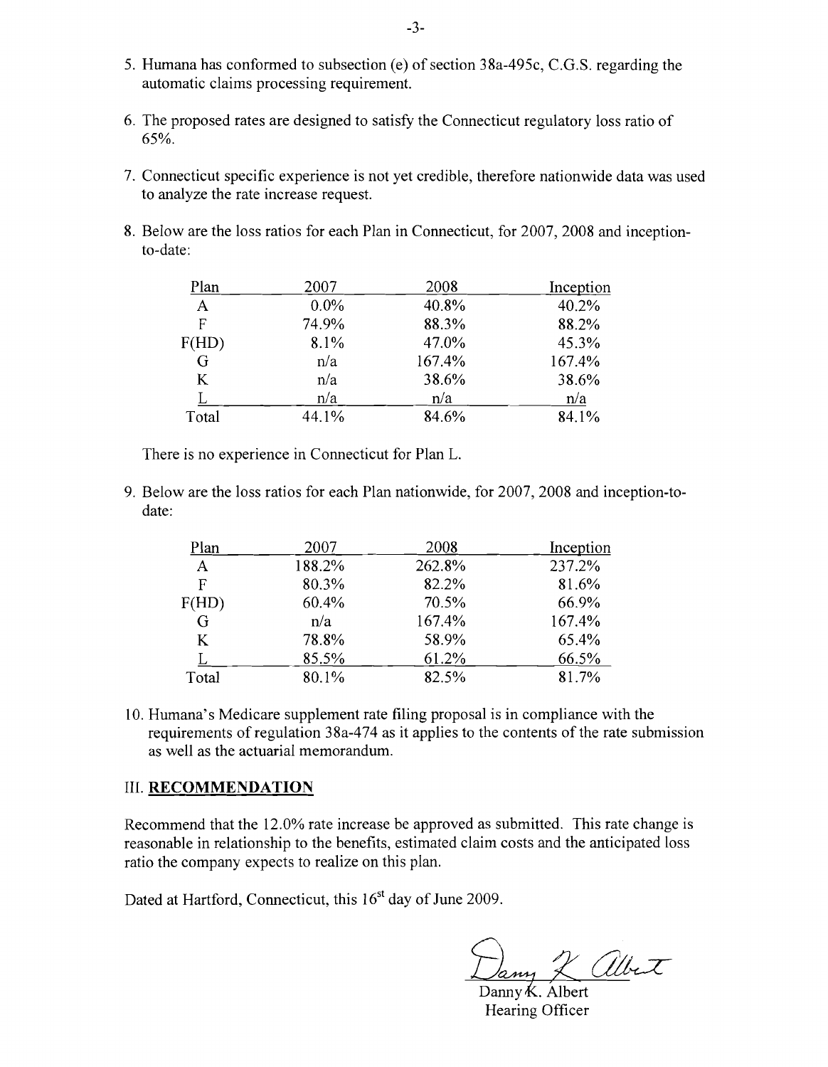5. Humana has conformed to subsection (e) of section 38a-495c, C.G.S. regarding the automatic claims processing requirement.

6. The proposed rates are designed to satisfy the Connecticut regulatory loss ratio of 65%.

7. Connecticut specific experience is not yet credible, therefore nationwide data was used to analyze the rate increase request.

8. Below are the loss ratios for each Plan in Connecticut, for 2007, 2008 and inception-to-date:

| Plan | 2007 | 2008 | Inception |
|---|---|---|---|
| A | 0.0% | 40.8% | 40.2% |
| F | 74.9% | 88.3% | 88.2% |
| F(HD) | 8.1% | 47.0% | 45.3% |
| G | n/a | 167.4% | 167.4% |
| K | n/a | 38.6% | 38.6% |
| L | n/a | n/a | n/a |
| Total | 44.1% | 84.6% | 84.1% |

There is no experience in Connecticut for Plan L.

9. Below are the loss ratios for each Plan nationwide, for 2007, 2008 and inception-to-date:

| Plan | 2007 | 2008 | Inception |
|---|---|---|---|
| A | 188.2% | 262.8% | 237.2% |
| F | 80.3% | 82.2% | 81.6% |
| F(HD) | 60.4% | 70.5% | 66.9% |
| G | n/a | 167.4% | 167.4% |
| K | 78.8% | 58.9% | 65.4% |
| L | 85.5% | 61.2% | 66.5% |
| Total | 80.1% | 82.5% | 81.7% |

10. Humana's Medicare supplement rate filing proposal is in compliance with the requirements of regulation 38a-474 as it applies to the contents of the rate submission as well as the actuarial memorandum.

## III. **RECOMMENDATION**

Recommend that the 12.0% rate increase be approved as submitted. This rate change is reasonable in relationship to the benefits, estimated claim costs and the anticipated loss ratio the company expects to realize on this plan.

Dated at Hartford, Connecticut, this 16st day of June 2009.

Danny K. Albert

Danny K. Albert
Hearing Officer